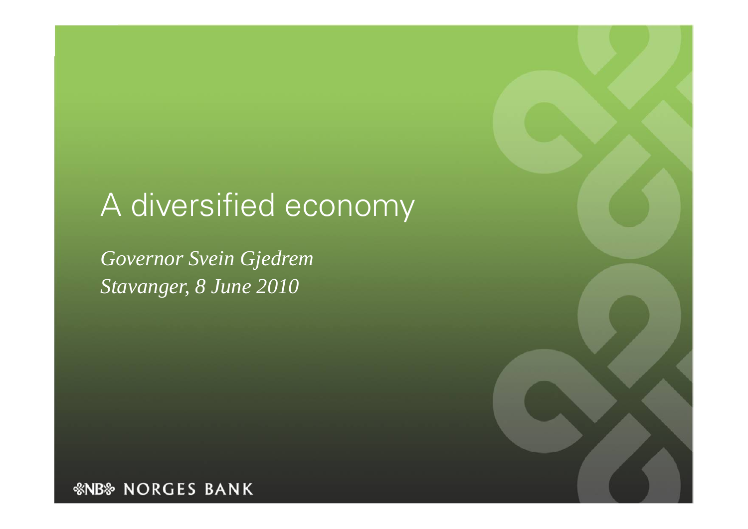# A diversified economy

*Governor Svein Gjedrem*
*Stavanger, 8 June 2010*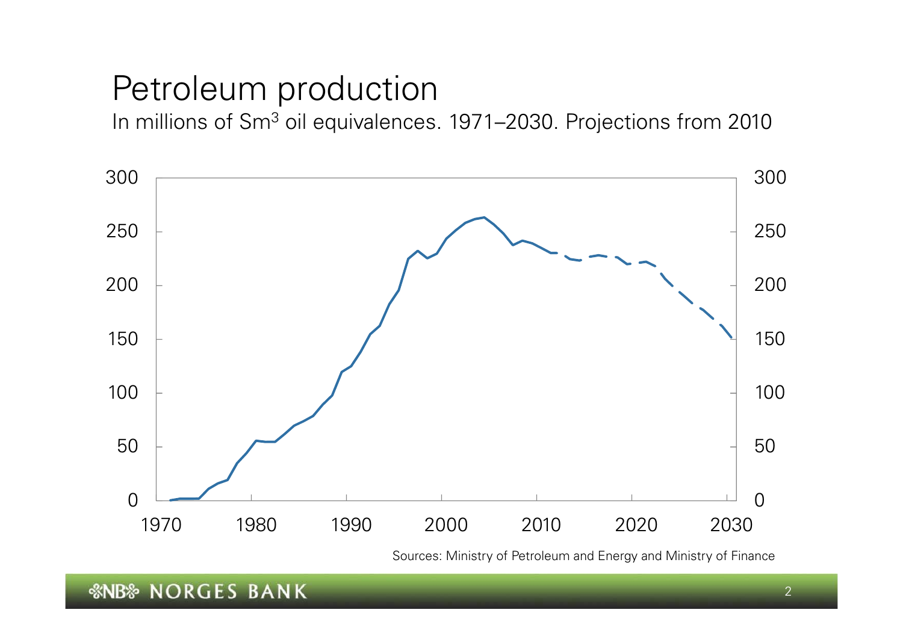# Petroleum production

In millions of $Sm^3$ oil equivalences. 1971–2030. Projections from 2010

Sources: Ministry of Petroleum and Energy and Ministry of Finance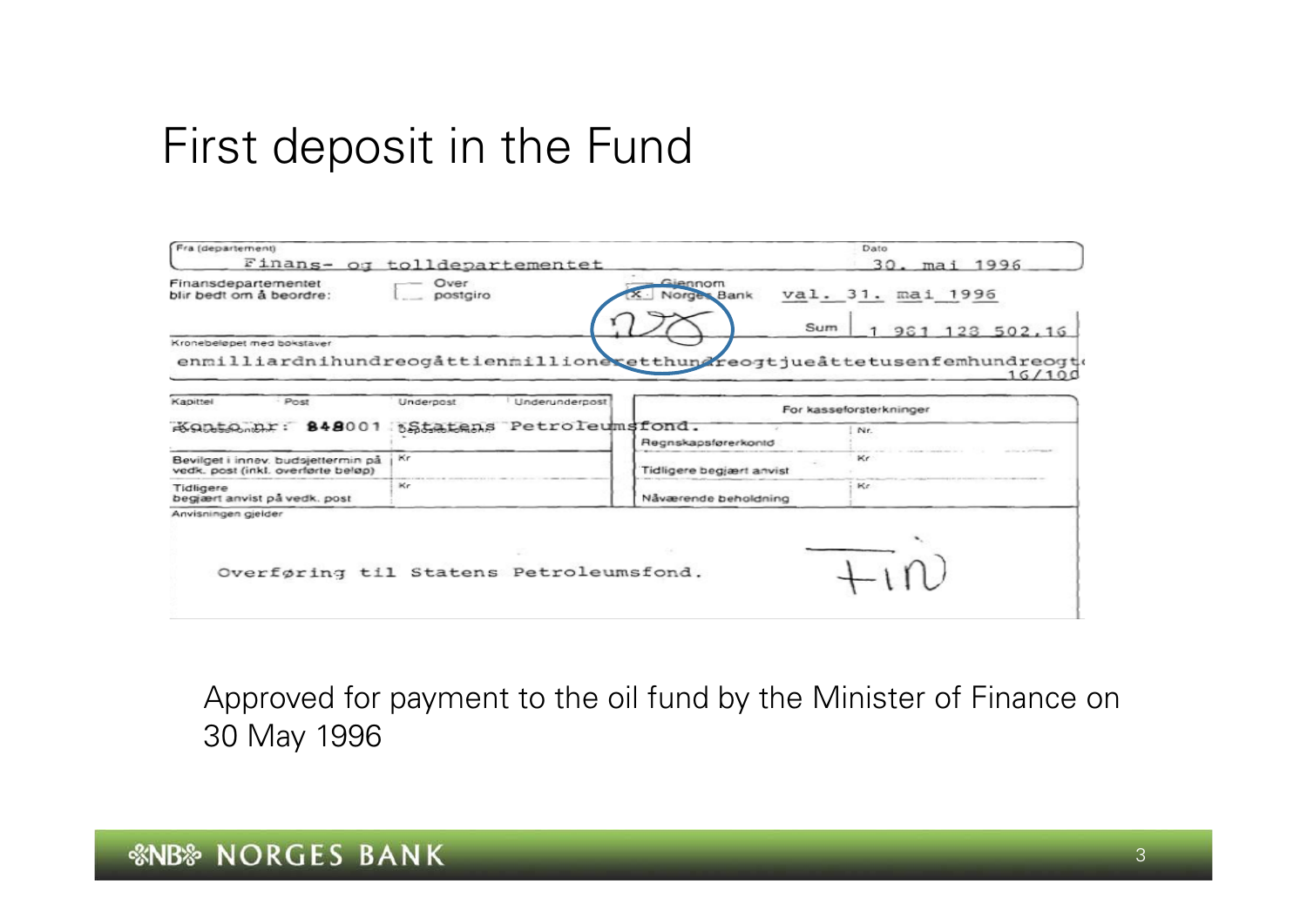# First deposit in the Fund

Fra (departement)
Finans- og tolldepartementet

Dato
30. mai 1996

Finansdepartementet blir bedt om å beordre:

Over postgiro

[X] Gjennom Norges Bank

val. 31. mai 1996

Sum 1 981 128 502.16

Kronebeløpet med bokstaver
enmilliardnihundreogåttienmillioneretthundreogtjueåttetusenfemhundreogto 16/100

| Kapittel | Post | Underpost | Underunderpost | For kasseforsterkninger | |
|---|---|---|---|---|---|
| Konto nr: 848001 | | Statens Petroleumsfond. | | | Nr. |
| | | | | Regnskapsførerkontd | |
| Bevilget i innev. budsjettermin på vedk. post (inkl. overførte beløp) | | Kr | | Tidligere begjært anvist | Kr |
| Tidligere begjært anvist på vedk. post | | Kr | | Nåværende beholdning | Kr |

Anvisningen gjelder

Overføring til Statens Petroleumsfond.

Approved for payment to the oil fund by the Minister of Finance on 30 May 1996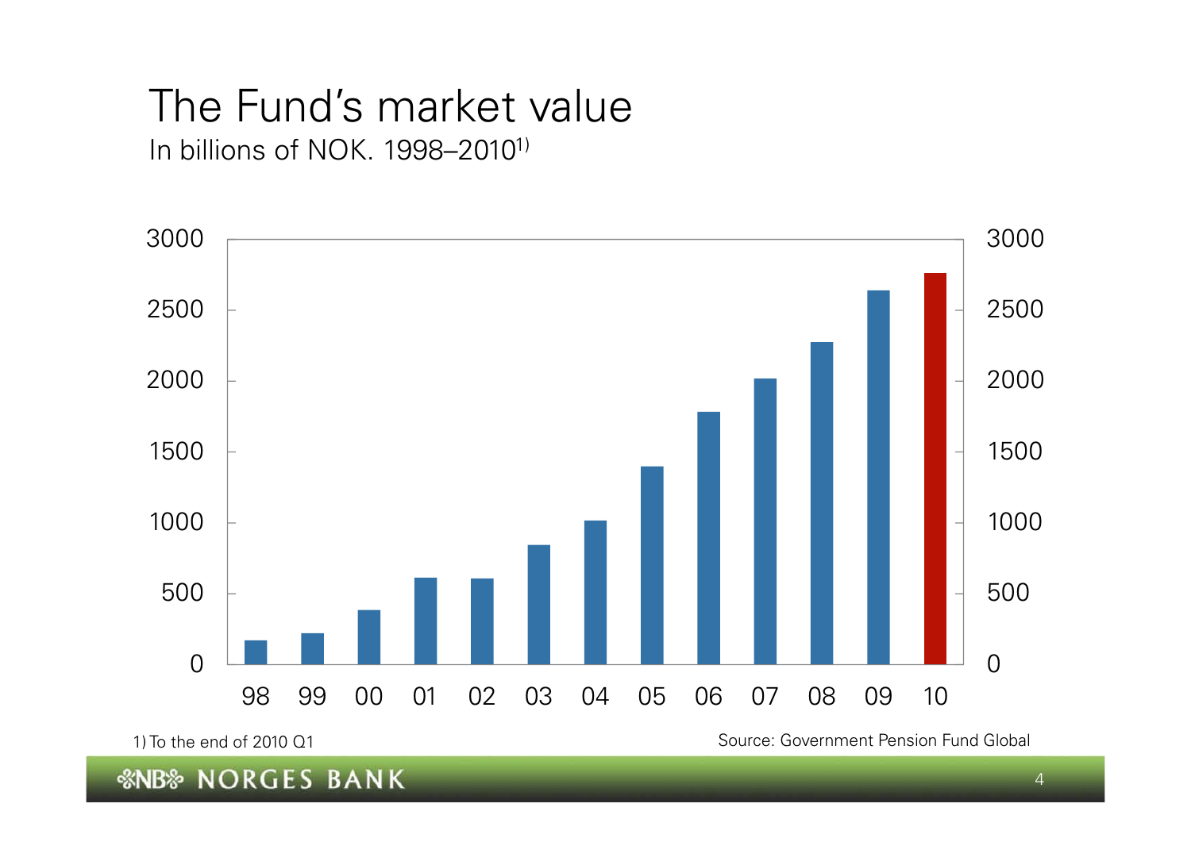# The Fund's market value

In billions of NOK. 1998–2010[1)]

1) To the end of 2010 Q1

Source: Government Pension Fund Global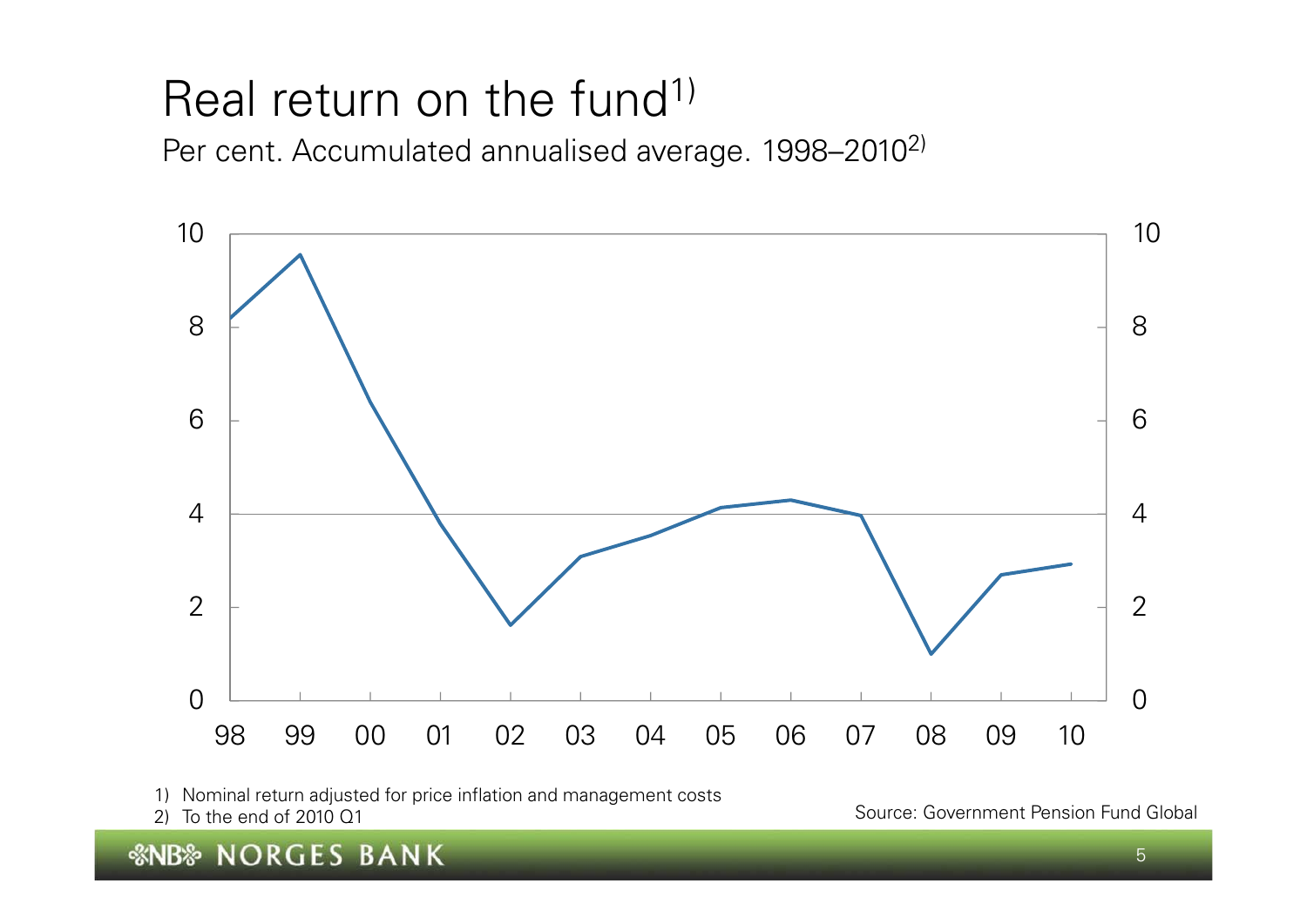# Real return on the fund[1)]

Per cent. Accumulated annualised average. 1998–2010[2)]

1) Nominal return adjusted for price inflation and management costs
2) To the end of 2010 Q1

Source: Government Pension Fund Global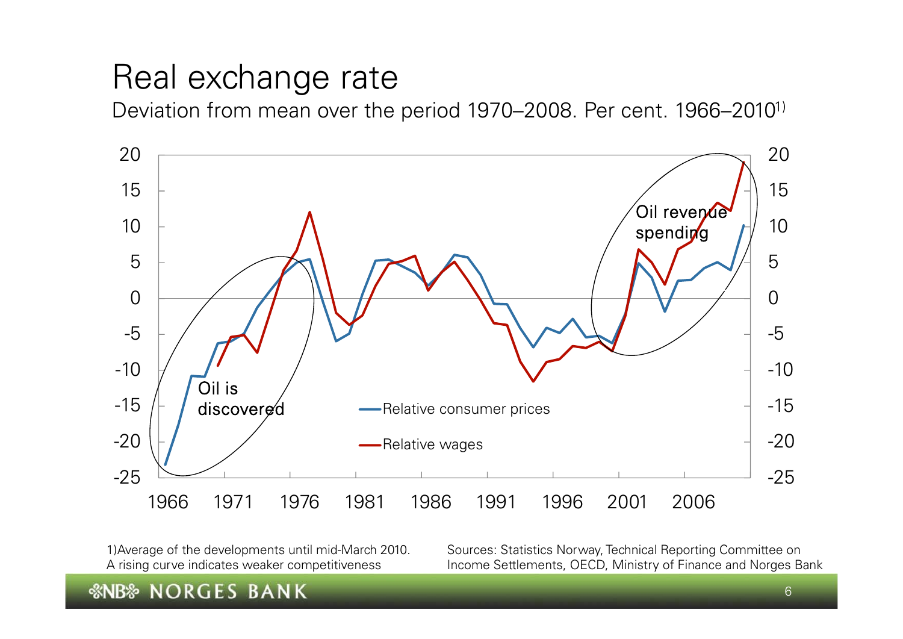# Real exchange rate

Deviation from mean over the period 1970–2008. Per cent. 1966–2010[1)]

20
15
10
5
0
-5
-10
-15
-20
-25

1966 1971 1976 1981 1986 1991 1996 2001 2006

Oil is discovered

Oil revenue spending

Relative consumer prices

Relative wages

1)Average of the developments until mid-March 2010.
A rising curve indicates weaker competitiveness

Sources: Statistics Norway, Technical Reporting Committee on Income Settlements, OECD, Ministry of Finance and Norges Bank